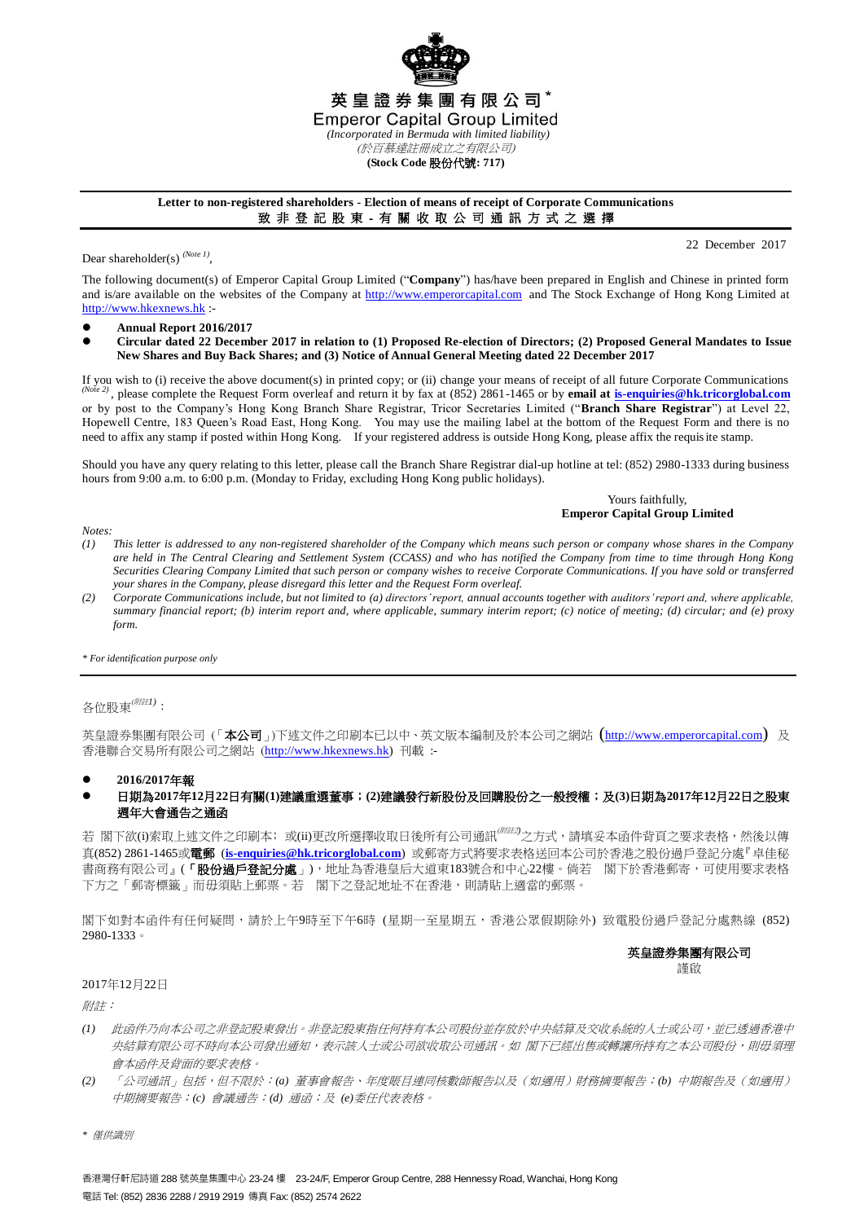# 英 皇 證 券 集 團 有 限 公 司 *

# Emperor Capital Group Limited

*(Incorporated in Bermuda with limited liability)*

*(於百慕達註冊成立之有限公司)*

**(Stock Code 股份代號: 717)**

**Letter to non-registered shareholders - Election of means of receipt of Corporate Communications**
**致 非 登 記 股 東 - 有 關 收 取 公 司 通 訊 方 式 之 選 擇**

22 December 2017

Dear shareholder(s) *(Note 1)*,

The following document(s) of Emperor Capital Group Limited ("**Company**") has/have been prepared in English and Chinese in printed form and is/are available on the websites of the Company at http://www.emperorcapital.com and The Stock Exchange of Hong Kong Limited at http://www.hkexnews.hk :-

- **Annual Report 2016/2017**
- **Circular dated 22 December 2017 in relation to (1) Proposed Re-election of Directors; (2) Proposed General Mandates to Issue New Shares and Buy Back Shares; and (3) Notice of Annual General Meeting dated 22 December 2017**

If you wish to (i) receive the above document(s) in printed copy; or (ii) change your means of receipt of all future Corporate Communications *(Note 2)*, please complete the Request Form overleaf and return it by fax at (852) 2861-1465 or by **email at is-enquiries@hk.tricorglobal.com** or by post to the Company's Hong Kong Branch Share Registrar, Tricor Secretaries Limited ("**Branch Share Registrar**") at Level 22, Hopewell Centre, 183 Queen's Road East, Hong Kong. You may use the mailing label at the bottom of the Request Form and there is no need to affix any stamp if posted within Hong Kong. If your registered address is outside Hong Kong, please affix the requisite stamp.

Should you have any query relating to this letter, please call the Branch Share Registrar dial-up hotline at tel: (852) 2980-1333 during business hours from 9:00 a.m. to 6:00 p.m. (Monday to Friday, excluding Hong Kong public holidays).

Yours faithfully,
**Emperor Capital Group Limited**

*Notes:*

*(1) This letter is addressed to any non-registered shareholder of the Company which means such person or company whose shares in the Company are held in The Central Clearing and Settlement System (CCASS) and who has notified the Company from time to time through Hong Kong Securities Clearing Company Limited that such person or company wishes to receive Corporate Communications. If you have sold or transferred your shares in the Company, please disregard this letter and the Request Form overleaf.*

*(2) Corporate Communications include, but not limited to (a) directors' report, annual accounts together with auditors' report and, where applicable, summary financial report; (b) interim report and, where applicable, summary interim report; (c) notice of meeting; (d) circular; and (e) proxy form.*

*\* For identification purpose only*

---

各位股東*(附註1)*：

英皇證券集團有限公司（「**本公司**」)下述文件之印刷本已以中、英文版本編制及於本公司之網站（http://www.emperorcapital.com） 及香港聯合交易所有限公司之網站 (http://www.hkexnews.hk) 刊載 :-

- **2016/2017年報**
- **日期為2017年12月22日有關(1)建議重選董事；(2)建議發行新股份及回購股份之一般授權；及(3)日期為2017年12月22日之股東週年大會通告之通函**

若 閣下欲(i)索取上述文件之印刷本；或(ii)更改所選擇收取日後所有公司通訊*(附註2)*之方式，請填妥本函件背頁之要求表格，然後以傳真(852) 2861-1465或**電郵** (**is-enquiries@hk.tricorglobal.com**) 或郵寄方式將要求表格送回本公司於香港之股份過戶登記分處『卓佳秘書商務有限公司』(「**股份過戶登記分處**」)，地址為香港皇后大道東183號合和中心22樓。倘若 閣下於香港郵寄，可使用要求表格下方之「郵寄標籤」而毋須貼上郵票。若 閣下之登記地址不在香港，則請貼上適當的郵票。

閣下如對本函件有任何疑問，請於上午9時至下午6時 (星期一至星期五，香港公眾假期除外) 致電股份過戶登記分處熱線 (852) 2980-1333。

**英皇證券集團有限公司**
謹啟

2017年12月22日

*附註：*

*(1) 此函件乃向本公司之非登記股東發出。非登記股東指任何持有本公司股份並存放於中央結算及交收系統的人士或公司，並已透過香港中央結算有限公司不時向本公司發出通知，表示該人士或公司欲收取公司通訊。如 閣下已經出售或轉讓所持有之本公司股份，則毋須理會本函件及背面的要求表格。*

*(2) 「公司通訊」包括，但不限於：(a) 董事會報告、年度賬目連同核數師報告以及（如適用）財務摘要報告；(b) 中期報告及（如適用）中期摘要報告；(c) 會議通告；(d) 通函；及 (e)委任代表表格。*

*\* 僅供識別*

香港灣仔軒尼詩道 288 號英皇集團中心 23-24 樓 23-24/F, Emperor Group Centre, 288 Hennessy Road, Wanchai, Hong Kong
電話 Tel: (852) 2836 2288 / 2919 2919 傳真 Fax: (852) 2574 2622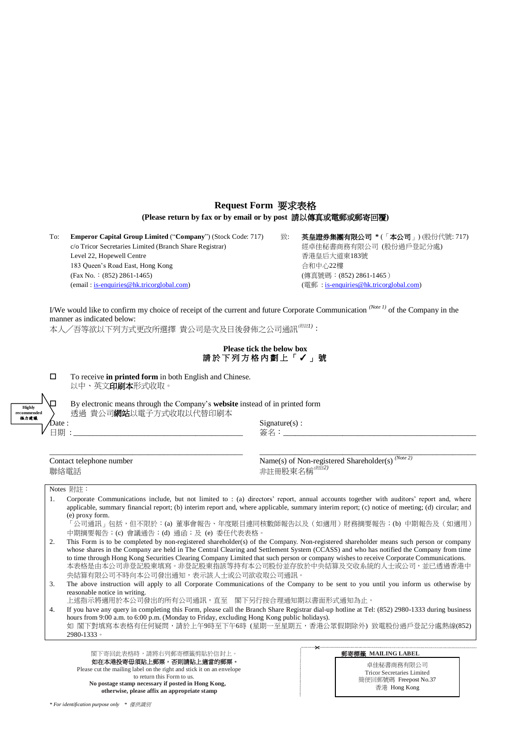# Request Form 要求表格

**(Please return by fax or by email or by post 請以傳真或電郵或郵寄回覆)**

To: **Emperor Capital Group Limited** ("**Company**") (Stock Code: 717)
c/o Tricor Secretaries Limited (Branch Share Registrar)
Level 22, Hopewell Centre
183 Queen's Road East, Hong Kong
(Fax No.：(852) 2861-1465)
(email : is-enquiries@hk.tricorglobal.com)

致: **英皇證券集團有限公司** *(「**本公司**」) (股份代號: 717)
經卓佳秘書商務有限公司 (股份過戶登記分處)
香港皇后大道東183號
合和中心22樓
(傳真號碼：(852) 2861-1465)
(電郵 ：is-enquiries@hk.tricorglobal.com)

I/We would like to confirm my choice of receipt of the current and future Corporate Communication *(Note 1)* of the Company in the manner as indicated below:
本人╱吾等欲以下列方式更改所選擇 貴公司是次及日後發佈之公司通訊*(附註1)*：

**Please tick the below box**
**請於下列方格內劃上「✓」號**

☐ To receive **in printed form** in both English and Chinese.
以中、英文**印刷本**形式收取。

Highly recommended 極力建議

☐ By electronic means through the Company's **website** instead of in printed form
透過 貴公司**網站**以電子方式收取以代替印刷本

Date :
日期：______________________

Signature(s) :
簽名：______________________

______________________
Contact telephone number
聯絡電話

______________________
Name(s) of Non-registered Shareholder(s) *(Note 2)*
非註冊股東名稱*(附註2)*

Notes 附註：

1. Corporate Communications include, but not limited to : (a) directors' report, annual accounts together with auditors' report and, where applicable, summary financial report; (b) interim report and, where applicable, summary interim report; (c) notice of meeting; (d) circular; and (e) proxy form.
「公司通訊」包括，但不限於：(a) 董事會報告、年度賬目連同核數師報告以及（如適用）財務摘要報告；(b) 中期報告及（如適用）中期摘要報告；(c) 會議通告；(d) 通函；及 (e) 委任代表表格。
2. This Form is to be completed by non-registered shareholder(s) of the Company. Non-registered shareholder means such person or company whose shares in the Company are held in The Central Clearing and Settlement System (CCASS) and who has notified the Company from time to time through Hong Kong Securities Clearing Company Limited that such person or company wishes to receive Corporate Communications.
本表格是由本公司非登記股東填寫。非登記股東指該等持有本公司股份並存放於中央結算及交收系統的人士或公司，並已透過香港中央結算有限公司不時向本公司發出通知，表示該人士或公司欲收取公司通訊。
3. The above instruction will apply to all Corporate Communications of the Company to be sent to you until you inform us otherwise by reasonable notice in writing.
上述指示將適用於本公司發出的所有公司通訊，直至 閣下另行按合理通知期以書面形式通知為止。
4. If you have any query in completing this Form, please call the Branch Share Registrar dial-up hotline at Tel: (852) 2980-1333 during business hours from 9:00 a.m. to 6:00 p.m. (Monday to Friday, excluding Hong Kong public holidays).
如 閣下對填寫本表格有任何疑問，請於上午9時至下午6時 (星期一至星期五，香港公眾假期除外) 致電股份過戶登記分處熱線(852) 2980-1333。

閣下寄回此表格時，請將右列郵寄標籤剪貼於信封上。
**如在本港投寄毋須貼上郵票，否則請貼上適當的郵票。**
Please cut the mailing label on the right and stick it on an envelope to return this Form to us.
**No postage stamp necessary if posted in Hong Kong, otherwise, please affix an appropriate stamp**

**郵寄標籤 MAILING LABEL**

卓佳秘書商務有限公司
Tricor Secretaries Limited
簡便回郵號碼 Freepost No.37
香港 Hong Kong

*\* For identification purpose only \* 僅供識別*